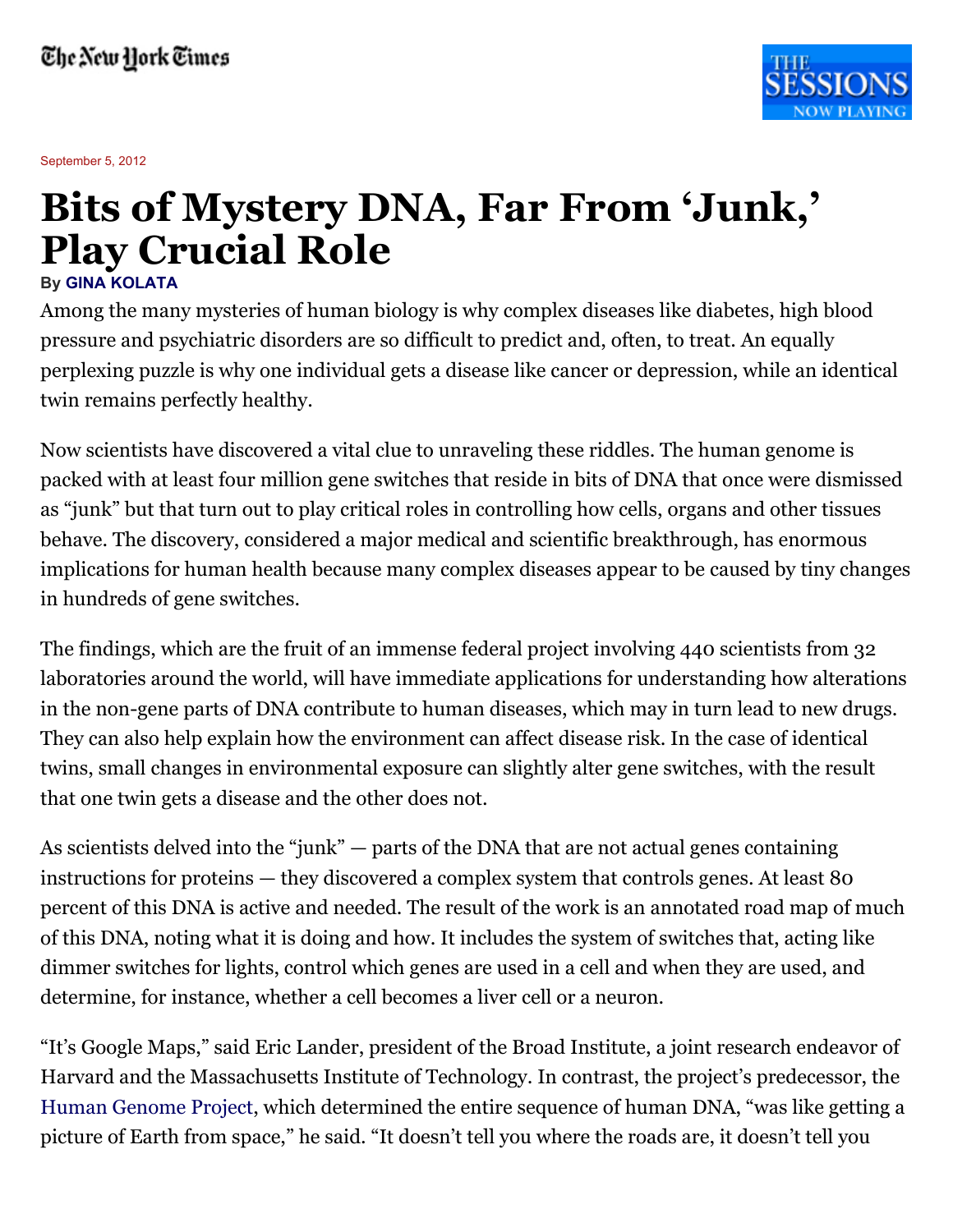September 5, 2012

# Bits of Mystery DNA, Far From 'Junk,' Play Crucial Role

By GINA KOLATA

Among the many mysteries of human biology is why complex diseases like diabetes, high blood pressure and psychiatric disorders are so difficult to predict and, often, to treat. An equally perplexing puzzle is why one individual gets a disease like cancer or depression, while an identical twin remains perfectly healthy.

Now scientists have discovered a vital clue to unraveling these riddles. The human genome is packed with at least four million gene switches that reside in bits of DNA that once were dismissed as "junk" but that turn out to play critical roles in controlling how cells, organs and other tissues behave. The discovery, considered a major medical and scientific breakthrough, has enormous implications for human health because many complex diseases appear to be caused by tiny changes in hundreds of gene switches.

The findings, which are the fruit of an immense federal project involving 440 scientists from 32 laboratories around the world, will have immediate applications for understanding how alterations in the non-gene parts of DNA contribute to human diseases, which may in turn lead to new drugs. They can also help explain how the environment can affect disease risk. In the case of identical twins, small changes in environmental exposure can slightly alter gene switches, with the result that one twin gets a disease and the other does not.

As scientists delved into the "junk" — parts of the DNA that are not actual genes containing instructions for proteins — they discovered a complex system that controls genes. At least 80 percent of this DNA is active and needed. The result of the work is an annotated road map of much of this DNA, noting what it is doing and how. It includes the system of switches that, acting like dimmer switches for lights, control which genes are used in a cell and when they are used, and determine, for instance, whether a cell becomes a liver cell or a neuron.

"It's Google Maps," said Eric Lander, president of the Broad Institute, a joint research endeavor of Harvard and the Massachusetts Institute of Technology. In contrast, the project's predecessor, the Human Genome Project, which determined the entire sequence of human DNA, "was like getting a picture of Earth from space," he said. "It doesn't tell you where the roads are, it doesn't tell you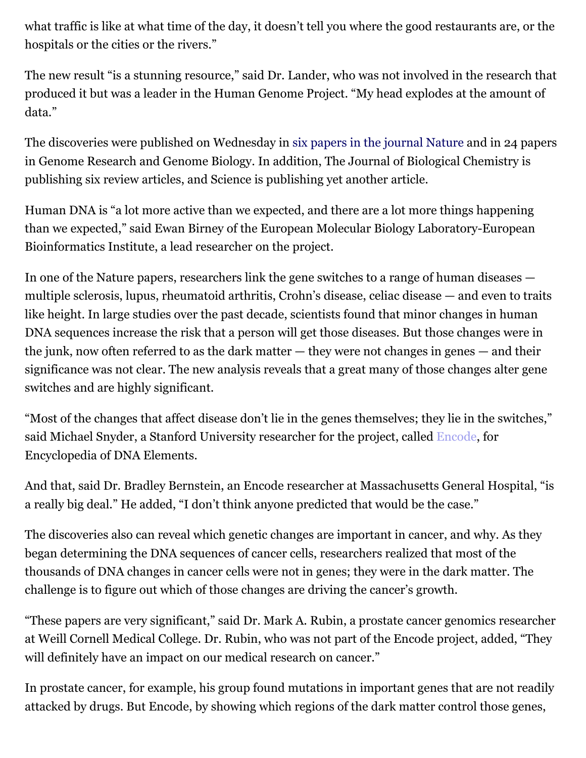what traffic is like at what time of the day, it doesn't tell you where the good restaurants are, or the hospitals or the cities or the rivers."

The new result "is a stunning resource," said Dr. Lander, who was not involved in the research that produced it but was a leader in the Human Genome Project. "My head explodes at the amount of data."

The discoveries were published on Wednesday in six papers in the journal Nature and in 24 papers in Genome Research and Genome Biology. In addition, The Journal of Biological Chemistry is publishing six review articles, and Science is publishing yet another article.

Human DNA is "a lot more active than we expected, and there are a lot more things happening than we expected," said Ewan Birney of the European Molecular Biology Laboratory-European Bioinformatics Institute, a lead researcher on the project.

In one of the Nature papers, researchers link the gene switches to a range of human diseases — multiple sclerosis, lupus, rheumatoid arthritis, Crohn's disease, celiac disease — and even to traits like height. In large studies over the past decade, scientists found that minor changes in human DNA sequences increase the risk that a person will get those diseases. But those changes were in the junk, now often referred to as the dark matter — they were not changes in genes — and their significance was not clear. The new analysis reveals that a great many of those changes alter gene switches and are highly significant.

"Most of the changes that affect disease don't lie in the genes themselves; they lie in the switches," said Michael Snyder, a Stanford University researcher for the project, called Encode, for Encyclopedia of DNA Elements.

And that, said Dr. Bradley Bernstein, an Encode researcher at Massachusetts General Hospital, "is a really big deal." He added, "I don't think anyone predicted that would be the case."

The discoveries also can reveal which genetic changes are important in cancer, and why. As they began determining the DNA sequences of cancer cells, researchers realized that most of the thousands of DNA changes in cancer cells were not in genes; they were in the dark matter. The challenge is to figure out which of those changes are driving the cancer's growth.

"These papers are very significant," said Dr. Mark A. Rubin, a prostate cancer genomics researcher at Weill Cornell Medical College. Dr. Rubin, who was not part of the Encode project, added, "They will definitely have an impact on our medical research on cancer."

In prostate cancer, for example, his group found mutations in important genes that are not readily attacked by drugs. But Encode, by showing which regions of the dark matter control those genes,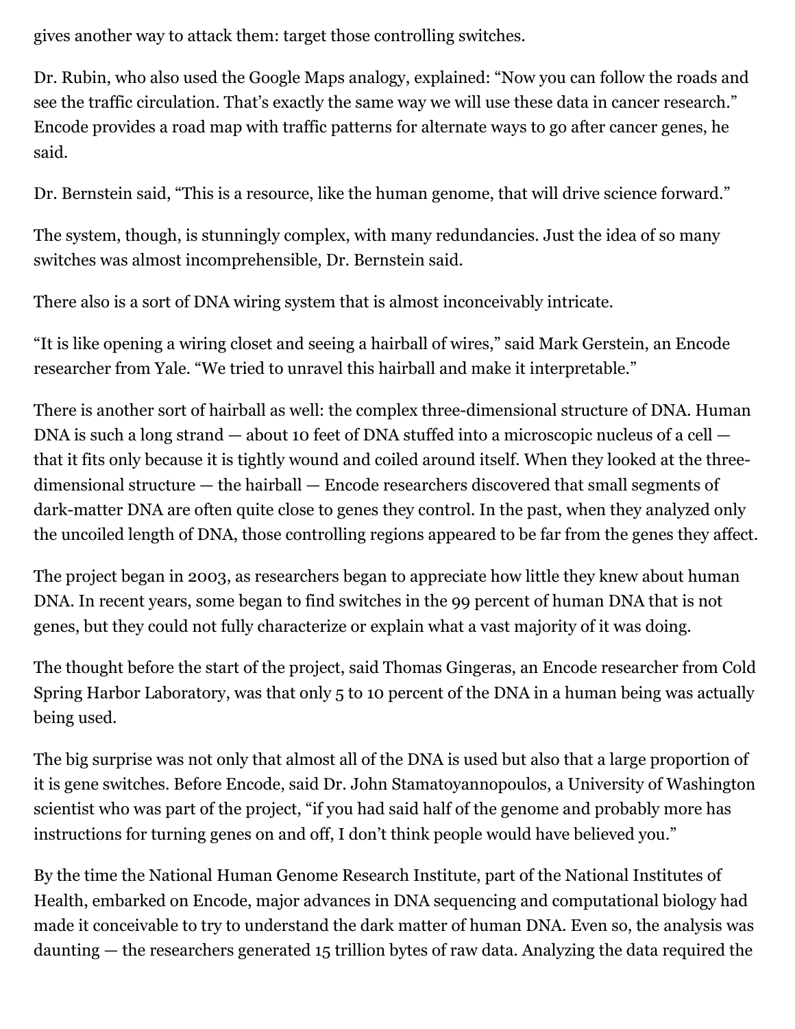gives another way to attack them: target those controlling switches.

Dr. Rubin, who also used the Google Maps analogy, explained: "Now you can follow the roads and see the traffic circulation. That's exactly the same way we will use these data in cancer research." Encode provides a road map with traffic patterns for alternate ways to go after cancer genes, he said.

Dr. Bernstein said, "This is a resource, like the human genome, that will drive science forward."

The system, though, is stunningly complex, with many redundancies. Just the idea of so many switches was almost incomprehensible, Dr. Bernstein said.

There also is a sort of DNA wiring system that is almost inconceivably intricate.

"It is like opening a wiring closet and seeing a hairball of wires," said Mark Gerstein, an Encode researcher from Yale. "We tried to unravel this hairball and make it interpretable."

There is another sort of hairball as well: the complex three-dimensional structure of DNA. Human DNA is such a long strand — about 10 feet of DNA stuffed into a microscopic nucleus of a cell — that it fits only because it is tightly wound and coiled around itself. When they looked at the three-dimensional structure — the hairball — Encode researchers discovered that small segments of dark-matter DNA are often quite close to genes they control. In the past, when they analyzed only the uncoiled length of DNA, those controlling regions appeared to be far from the genes they affect.

The project began in 2003, as researchers began to appreciate how little they knew about human DNA. In recent years, some began to find switches in the 99 percent of human DNA that is not genes, but they could not fully characterize or explain what a vast majority of it was doing.

The thought before the start of the project, said Thomas Gingeras, an Encode researcher from Cold Spring Harbor Laboratory, was that only 5 to 10 percent of the DNA in a human being was actually being used.

The big surprise was not only that almost all of the DNA is used but also that a large proportion of it is gene switches. Before Encode, said Dr. John Stamatoyannopoulos, a University of Washington scientist who was part of the project, "if you had said half of the genome and probably more has instructions for turning genes on and off, I don't think people would have believed you."

By the time the National Human Genome Research Institute, part of the National Institutes of Health, embarked on Encode, major advances in DNA sequencing and computational biology had made it conceivable to try to understand the dark matter of human DNA. Even so, the analysis was daunting — the researchers generated 15 trillion bytes of raw data. Analyzing the data required the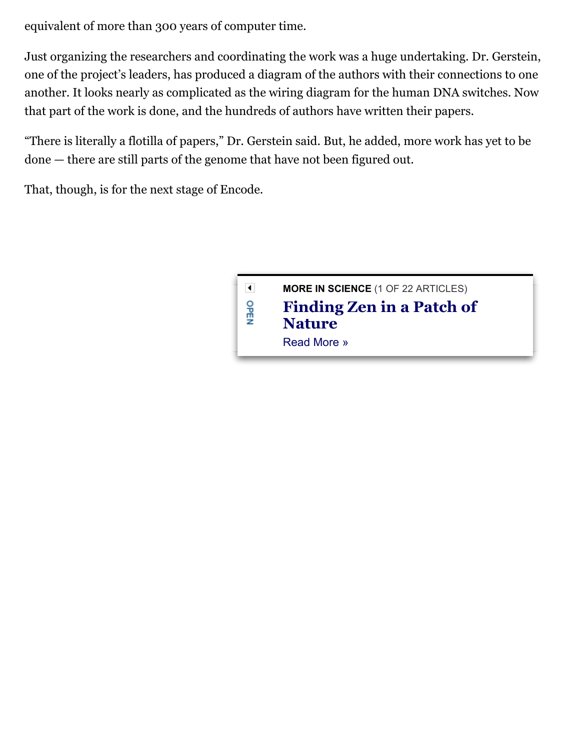equivalent of more than 300 years of computer time.

Just organizing the researchers and coordinating the work was a huge undertaking. Dr. Gerstein, one of the project's leaders, has produced a diagram of the authors with their connections to one another. It looks nearly as complicated as the wiring diagram for the human DNA switches. Now that part of the work is done, and the hundreds of authors have written their papers.

"There is literally a flotilla of papers," Dr. Gerstein said. But, he added, more work has yet to be done — there are still parts of the genome that have not been figured out.

That, though, is for the next stage of Encode.

OPEN

**MORE IN SCIENCE** (1 OF 22 ARTICLES)

**Finding Zen in a Patch of Nature**

Read More »